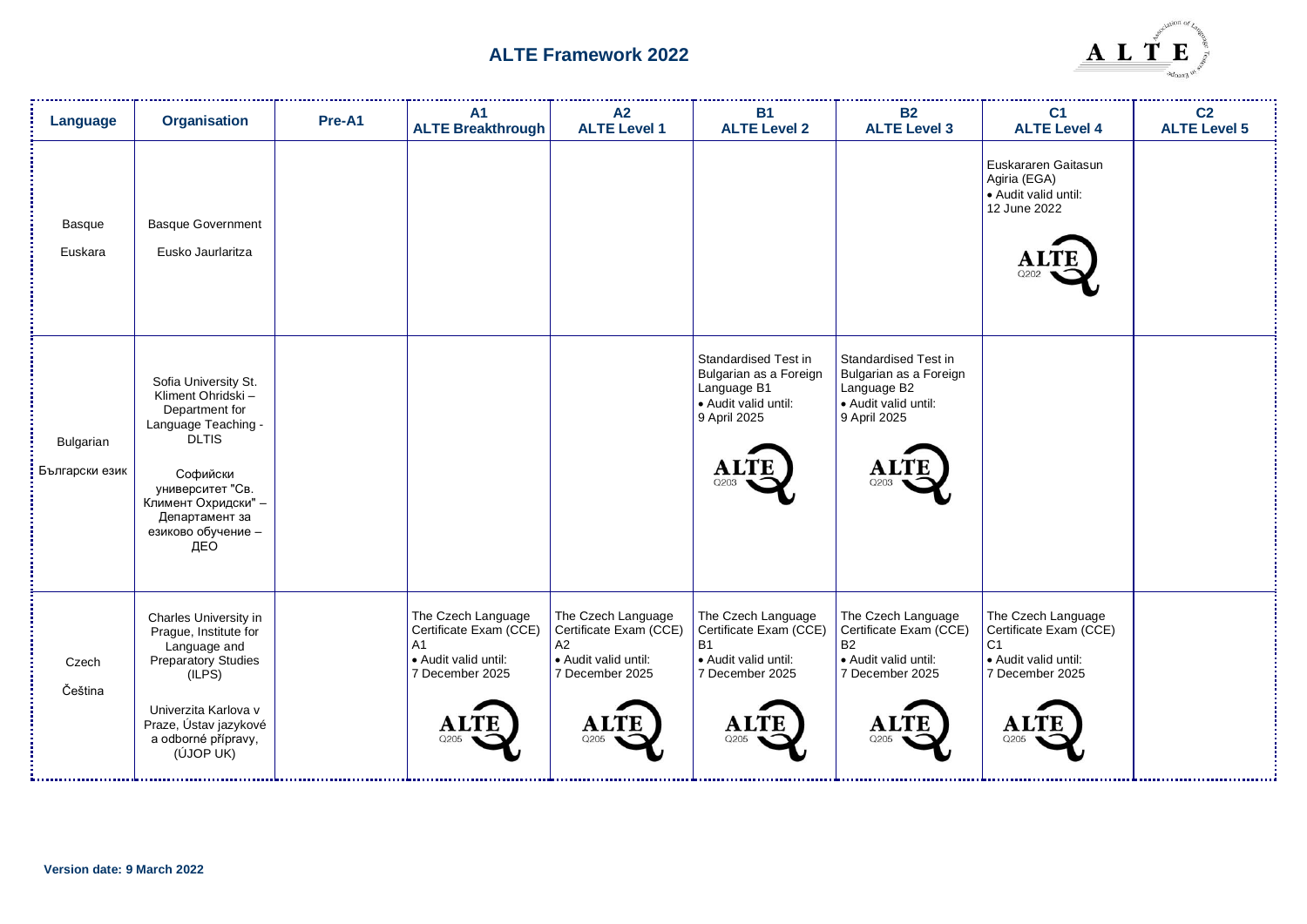# ALTE Framework 2022

| Language | Organisation | Pre-A1 | A1 ALTE Breakthrough | A2 ALTE Level 1 | B1 ALTE Level 2 | B2 ALTE Level 3 | C1 ALTE Level 4 | C2 ALTE Level 5 |
|---|---|---|---|---|---|---|---|---|
| Basque<br>Euskara | Basque Government<br>Eusko Jaurlaritza | | | | | | Euskararen Gaitasun Agiria (EGA)<br>• Audit valid until: 12 June 2022<br>ALTE Q202 | |
| Bulgarian<br>Български език | Sofia University St. Kliment Ohridski – Department for Language Teaching - DLTIS<br>Софийски университет "Св. Климент Охридски" – Департамент за езиково обучение – ДЕО | | | | Standardised Test in Bulgarian as a Foreign Language B1<br>• Audit valid until: 9 April 2025<br>ALTE Q203 | Standardised Test in Bulgarian as a Foreign Language B2<br>• Audit valid until: 9 April 2025<br>ALTE Q203 | | |
| Czech<br>Čeština | Charles University in Prague, Institute for Language and Preparatory Studies (ILPS)<br>Univerzita Karlova v Praze, Ústav jazykové a odborné přípravy, (ÚJOP UK) | | The Czech Language Certificate Exam (CCE) A1<br>• Audit valid until: 7 December 2025<br>ALTE Q205 | The Czech Language Certificate Exam (CCE) A2<br>• Audit valid until: 7 December 2025<br>ALTE Q205 | The Czech Language Certificate Exam (CCE) B1<br>• Audit valid until: 7 December 2025<br>ALTE Q205 | The Czech Language Certificate Exam (CCE) B2<br>• Audit valid until: 7 December 2025<br>ALTE Q205 | The Czech Language Certificate Exam (CCE) C1<br>• Audit valid until: 7 December 2025<br>ALTE Q205 | |

**Version date: 9 March 2022**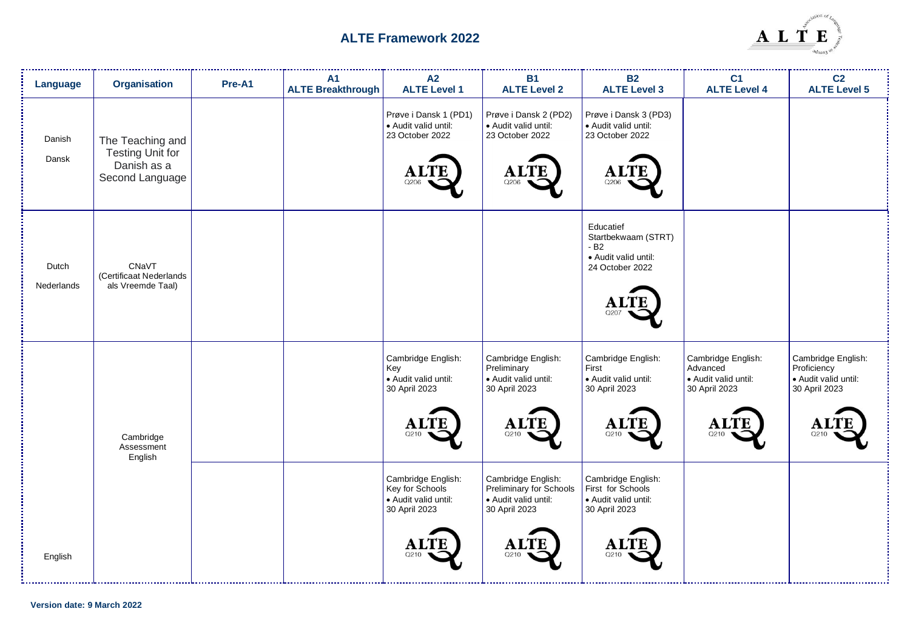## ALTE Framework 2022

| Language | Organisation | Pre-A1 | A1 ALTE Breakthrough | A2 ALTE Level 1 | B1 ALTE Level 2 | B2 ALTE Level 3 | C1 ALTE Level 4 | C2 ALTE Level 5 |
|---|---|---|---|---|---|---|---|---|
| Danish Dansk | The Teaching and Testing Unit for Danish as a Second Language | | | Prøve i Dansk 1 (PD1) • Audit valid until: 23 October 2022 ALTE Q206 | Prøve i Dansk 2 (PD2) • Audit valid until: 23 October 2022 ALTE Q206 | Prøve i Dansk 3 (PD3) • Audit valid until: 23 October 2022 ALTE Q206 | | |
| Dutch Nederlands | CNaVT (Certificaat Nederlands als Vreemde Taal) | | | | | Educatief Startbekwaam (STRT) - B2 • Audit valid until: 24 October 2022 ALTE Q207 | | |
| English | Cambridge Assessment English | | | Cambridge English: Key • Audit valid until: 30 April 2023 ALTE Q210 | Cambridge English: Preliminary • Audit valid until: 30 April 2023 ALTE Q210 | Cambridge English: First • Audit valid until: 30 April 2023 ALTE Q210 | Cambridge English: Advanced • Audit valid until: 30 April 2023 ALTE Q210 | Cambridge English: Proficiency • Audit valid until: 30 April 2023 ALTE Q210 |
| | | | | Cambridge English: Key for Schools • Audit valid until: 30 April 2023 ALTE Q210 | Cambridge English: Preliminary for Schools • Audit valid until: 30 April 2023 ALTE Q210 | Cambridge English: First for Schools • Audit valid until: 30 April 2023 ALTE Q210 | | |

**Version date: 9 March 2022**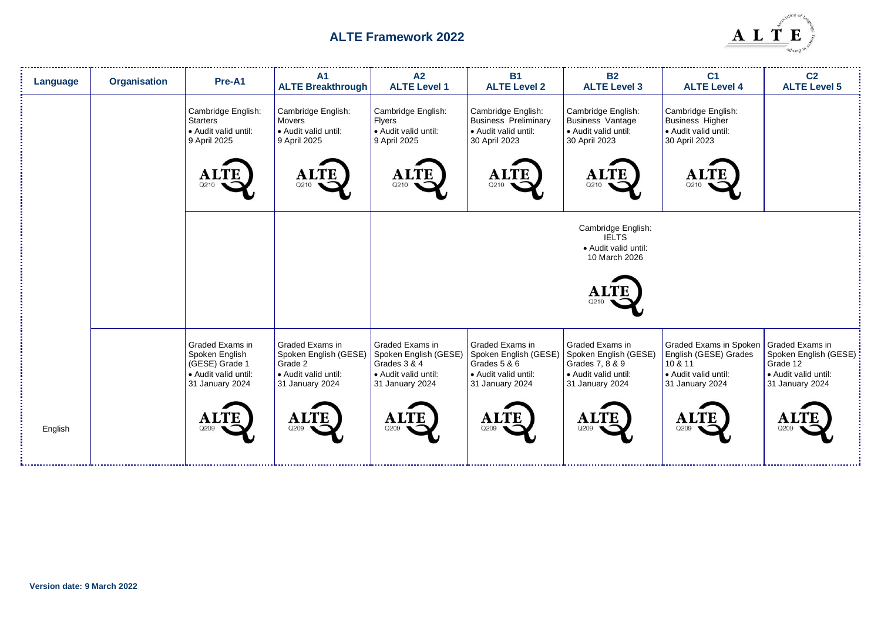# ALTE Framework 2022

| Language | Organisation | Pre-A1 | A1 ALTE Breakthrough | A2 ALTE Level 1 | B1 ALTE Level 2 | B2 ALTE Level 3 | C1 ALTE Level 4 | C2 ALTE Level 5 |
|---|---|---|---|---|---|---|---|---|
| | | Cambridge English: Starters • Audit valid until: 9 April 2025 ALTE Q210 | Cambridge English: Movers • Audit valid until: 9 April 2025 ALTE Q210 | Cambridge English: Flyers • Audit valid until: 9 April 2025 ALTE Q210 | Cambridge English: Business Preliminary • Audit valid until: 30 April 2023 ALTE Q210 | Cambridge English: Business Vantage • Audit valid until: 30 April 2023 ALTE Q210 | Cambridge English: Business Higher • Audit valid until: 30 April 2023 ALTE Q210 | |
| | | | | Cambridge English: IELTS • Audit valid until: 10 March 2026 ALTE Q210 | | | | |
| English | | Graded Exams in Spoken English (GESE) Grade 1 • Audit valid until: 31 January 2024 ALTE Q209 | Graded Exams in Spoken English (GESE) Grade 2 • Audit valid until: 31 January 2024 ALTE Q209 | Graded Exams in Spoken English (GESE) Grades 3 & 4 • Audit valid until: 31 January 2024 ALTE Q209 | Graded Exams in Spoken English (GESE) Grades 5 & 6 • Audit valid until: 31 January 2024 ALTE Q209 | Graded Exams in Spoken English (GESE) Grades 7, 8 & 9 • Audit valid until: 31 January 2024 ALTE Q209 | Graded Exams in Spoken English (GESE) Grades 10 & 11 • Audit valid until: 31 January 2024 ALTE Q209 | Graded Exams in Spoken English (GESE) Grade 12 • Audit valid until: 31 January 2024 ALTE Q209 |

**Version date: 9 March 2022**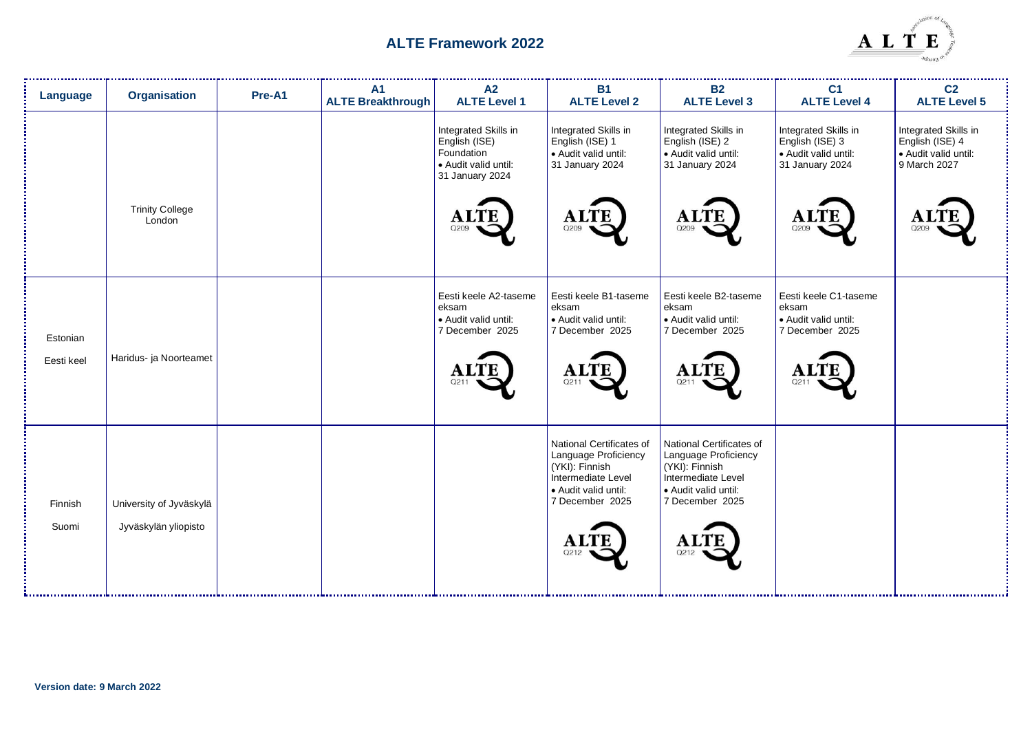## ALTE Framework 2022

| Language | Organisation | Pre-A1 | A1 ALTE Breakthrough | A2 ALTE Level 1 | B1 ALTE Level 2 | B2 ALTE Level 3 | C1 ALTE Level 4 | C2 ALTE Level 5 |
|---|---|---|---|---|---|---|---|---|
| | Trinity College London | | | Integrated Skills in English (ISE) Foundation • Audit valid until: 31 January 2024 ALTE Q209 | Integrated Skills in English (ISE) 1 • Audit valid until: 31 January 2024 ALTE Q209 | Integrated Skills in English (ISE) 2 • Audit valid until: 31 January 2024 ALTE Q209 | Integrated Skills in English (ISE) 3 • Audit valid until: 31 January 2024 ALTE Q209 | Integrated Skills in English (ISE) 4 • Audit valid until: 9 March 2027 ALTE Q209 |
| Estonian Eesti keel | Haridus- ja Noorteamet | | | Eesti keele A2-taseme eksam • Audit valid until: 7 December 2025 ALTE Q211 | Eesti keele B1-taseme eksam • Audit valid until: 7 December 2025 ALTE Q211 | Eesti keele B2-taseme eksam • Audit valid until: 7 December 2025 ALTE Q211 | Eesti keele C1-taseme eksam • Audit valid until: 7 December 2025 ALTE Q211 | |
| Finnish Suomi | University of Jyväskylä Jyväskylän yliopisto | | | | National Certificates of Language Proficiency (YKI): Finnish Intermediate Level • Audit valid until: 7 December 2025 ALTE Q212 | National Certificates of Language Proficiency (YKI): Finnish Intermediate Level • Audit valid until: 7 December 2025 ALTE Q212 | | |

**Version date: 9 March 2022**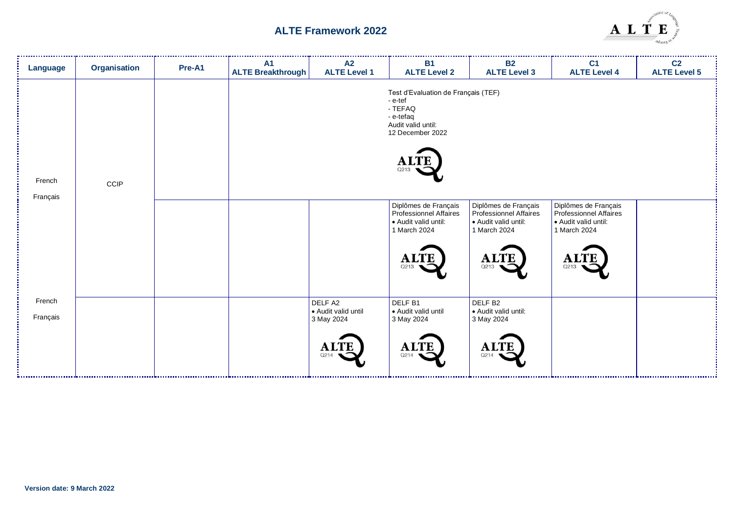## ALTE Framework 2022

| Language | Organisation | Pre-A1 | A1 ALTE Breakthrough | A2 ALTE Level 1 | B1 ALTE Level 2 | B2 ALTE Level 3 | C1 ALTE Level 4 | C2 ALTE Level 5 |
|---|---|---|---|---|---|---|---|---|
| French Français | CCIP | | Test d'Evaluation de Français (TEF) - e-tef - TEFAQ - e-tefaq Audit valid until: 12 December 2022 ALTE Q213 | | | | | |
| | | | | | Diplômes de Français Professionnel Affaires • Audit valid until: 1 March 2024 ALTE Q213 | Diplômes de Français Professionnel Affaires • Audit valid until: 1 March 2024 ALTE Q213 | Diplômes de Français Professionnel Affaires • Audit valid until: 1 March 2024 ALTE Q213 | |
| French Français | | | | DELF A2 • Audit valid until 3 May 2024 ALTE Q214 | DELF B1 • Audit valid until 3 May 2024 ALTE Q214 | DELF B2 • Audit valid until: 3 May 2024 ALTE Q214 | | |

**Version date: 9 March 2022**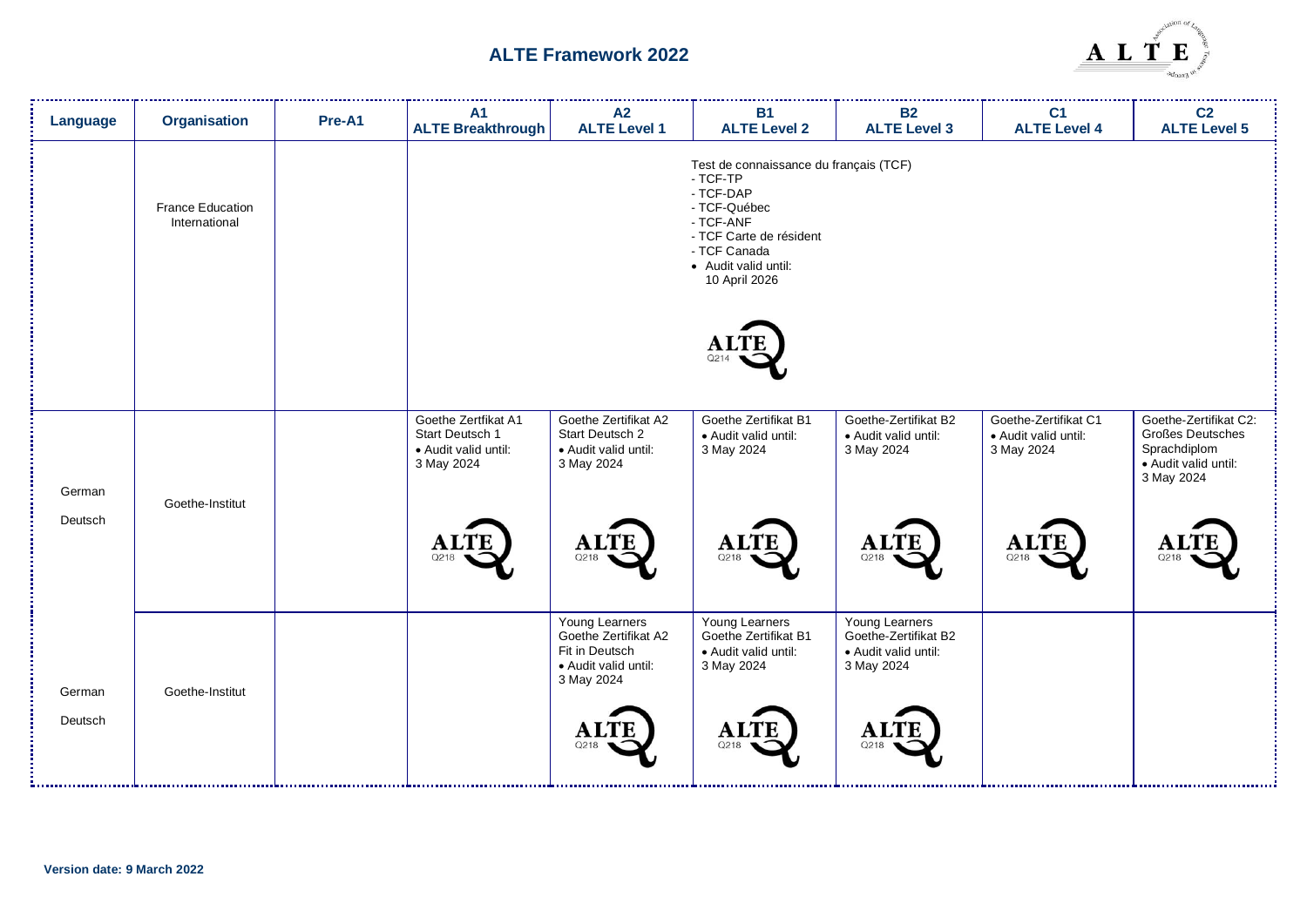## ALTE Framework 2022

| Language | Organisation | Pre-A1 | A1<br>ALTE Breakthrough | A2<br>ALTE Level 1 | B1<br>ALTE Level 2 | B2<br>ALTE Level 3 | C1<br>ALTE Level 4 | C2<br>ALTE Level 5 |
|---|---|---|---|---|---|---|---|---|
| | France Education International | | Test de connaissance du français (TCF)<br>- TCF-TP<br>- TCF-DAP<br>- TCF-Québec<br>- TCF-ANF<br>- TCF Carte de résident<br>- TCF Canada<br>• Audit valid until: 10 April 2026<br>ALTE Q214 | | | | | |
| German<br>Deutsch | Goethe-Institut | | Goethe Zertfikat A1 Start Deutsch 1<br>• Audit valid until: 3 May 2024<br>ALTE Q218 | Goethe Zertifikat A2 Start Deutsch 2<br>• Audit valid until: 3 May 2024<br>ALTE Q218 | Goethe Zertifikat B1<br>• Audit valid until: 3 May 2024<br>ALTE Q218 | Goethe-Zertifikat B2<br>• Audit valid until: 3 May 2024<br>ALTE Q218 | Goethe-Zertifikat C1<br>• Audit valid until: 3 May 2024<br>ALTE Q218 | Goethe-Zertifikat C2: Großes Deutsches Sprachdiplom<br>• Audit valid until: 3 May 2024<br>ALTE Q218 |
| German<br>Deutsch | Goethe-Institut | | | Young Learners Goethe Zertifikat A2 Fit in Deutsch<br>• Audit valid until: 3 May 2024<br>ALTE Q218 | Young Learners Goethe Zertifikat B1<br>• Audit valid until: 3 May 2024<br>ALTE Q218 | Young Learners Goethe-Zertifikat B2<br>• Audit valid until: 3 May 2024<br>ALTE Q218 | | |

**Version date: 9 March 2022**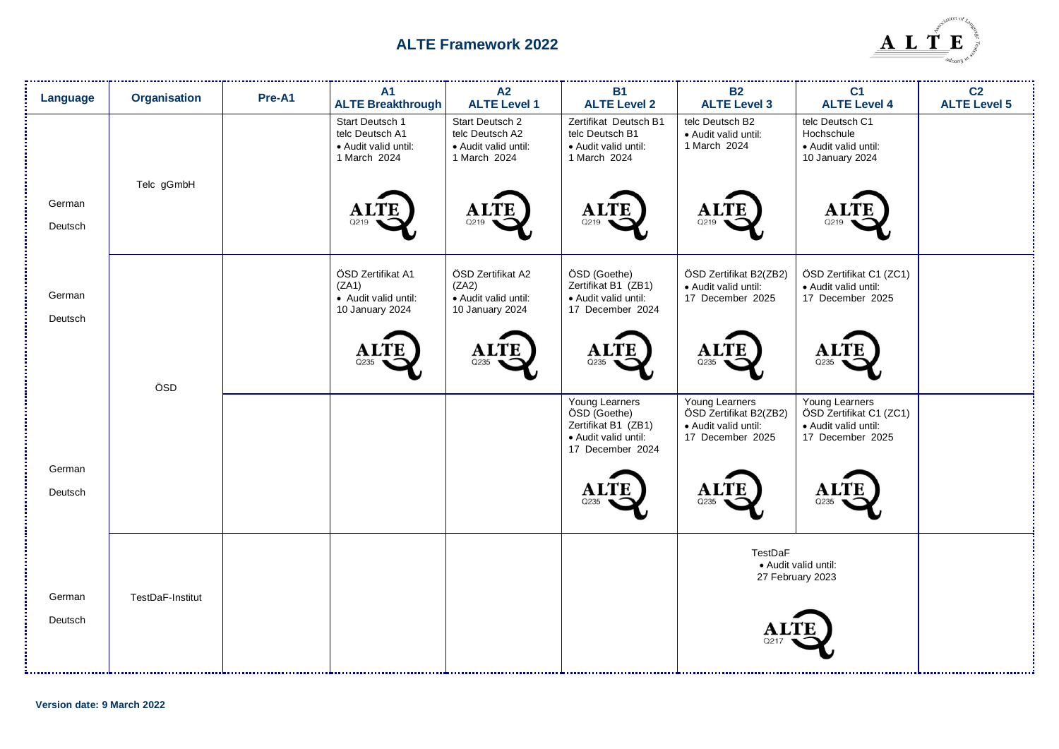# ALTE Framework 2022

| Language | Organisation | Pre-A1 | A1 ALTE Breakthrough | A2 ALTE Level 1 | B1 ALTE Level 2 | B2 ALTE Level 3 | C1 ALTE Level 4 | C2 ALTE Level 5 |
|---|---|---|---|---|---|---|---|---|
| German Deutsch | Telc gGmbH | | Start Deutsch 1 telc Deutsch A1 • Audit valid until: 1 March 2024 ALTE Q219 | Start Deutsch 2 telc Deutsch A2 • Audit valid until: 1 March 2024 ALTE Q219 | Zertifikat Deutsch B1 telc Deutsch B1 • Audit valid until: 1 March 2024 ALTE Q219 | telc Deutsch B2 • Audit valid until: 1 March 2024 ALTE Q219 | telc Deutsch C1 Hochschule • Audit valid until: 10 January 2024 ALTE Q219 | |
| German Deutsch | ÖSD | | ÖSD Zertifikat A1 (ZA1) • Audit valid until: 10 January 2024 ALTE Q235 | ÖSD Zertifikat A2 (ZA2) • Audit valid until: 10 January 2024 ALTE Q235 | ÖSD (Goethe) Zertifikat B1 (ZB1) • Audit valid until: 17 December 2024 ALTE Q235 | ÖSD Zertifikat B2(ZB2) • Audit valid until: 17 December 2025 ALTE Q235 | ÖSD Zertifikat C1 (ZC1) • Audit valid until: 17 December 2025 ALTE Q235 | |
| German Deutsch | ÖSD | | | | Young Learners ÖSD (Goethe) Zertifikat B1 (ZB1) • Audit valid until: 17 December 2024 ALTE Q235 | Young Learners ÖSD Zertifikat B2(ZB2) • Audit valid until: 17 December 2025 ALTE Q235 | Young Learners ÖSD Zertifikat C1 (ZC1) • Audit valid until: 17 December 2025 ALTE Q235 | |
| German Deutsch | TestDaF-Institut | | | | | TestDaF • Audit valid until: 27 February 2023 ALTE Q217 | | |

Version date: 9 March 2022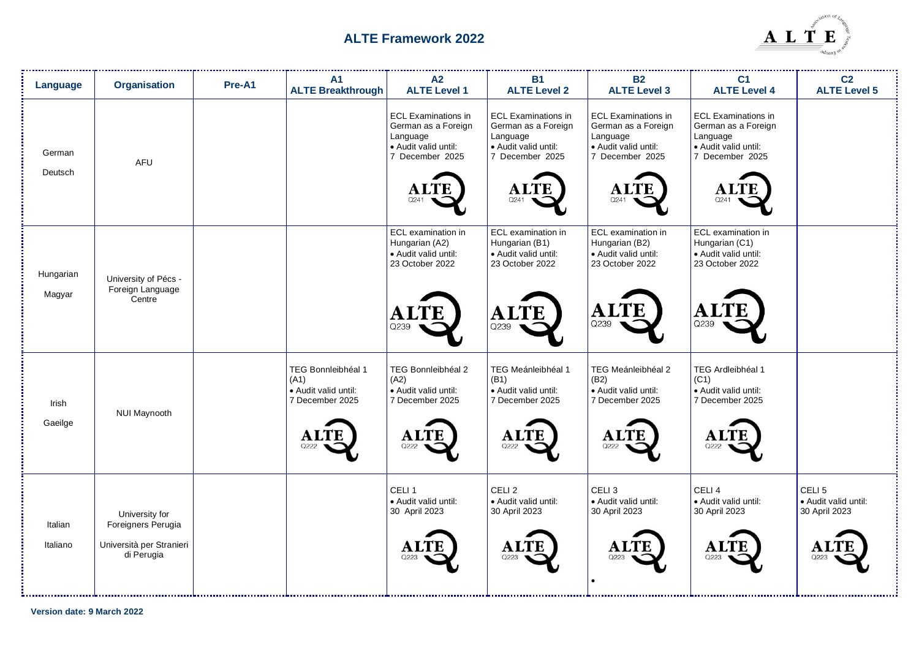# ALTE Framework 2022

| Language | Organisation | Pre-A1 | A1 ALTE Breakthrough | A2 ALTE Level 1 | B1 ALTE Level 2 | B2 ALTE Level 3 | C1 ALTE Level 4 | C2 ALTE Level 5 |
|---|---|---|---|---|---|---|---|---|
| German Deutsch | AFU | | | ECL Examinations in German as a Foreign Language • Audit valid until: 7 December 2025 ALTE Q241 | ECL Examinations in German as a Foreign Language • Audit valid until: 7 December 2025 ALTE Q241 | ECL Examinations in German as a Foreign Language • Audit valid until: 7 December 2025 ALTE Q241 | ECL Examinations in German as a Foreign Language • Audit valid until: 7 December 2025 ALTE Q241 | |
| Hungarian Magyar | University of Pécs - Foreign Language Centre | | | ECL examination in Hungarian (A2) • Audit valid until: 23 October 2022 ALTE Q239 | ECL examination in Hungarian (B1) • Audit valid until: 23 October 2022 ALTE Q239 | ECL examination in Hungarian (B2) • Audit valid until: 23 October 2022 ALTE Q239 | ECL examination in Hungarian (C1) • Audit valid until: 23 October 2022 ALTE Q239 | |
| Irish Gaeilge | NUI Maynooth | | TEG Bonnleibhéal 1 (A1) • Audit valid until: 7 December 2025 ALTE Q222 | TEG Bonnleibhéal 2 (A2) • Audit valid until: 7 December 2025 ALTE Q222 | TEG Meánleibhéal 1 (B1) • Audit valid until: 7 December 2025 ALTE Q222 | TEG Meánleibhéal 2 (B2) • Audit valid until: 7 December 2025 ALTE Q222 | TEG Ardleibhéal 1 (C1) • Audit valid until: 7 December 2025 ALTE Q222 | |
| Italian Italiano | University for Foreigners Perugia Università per Stranieri di Perugia | | | CELI 1 • Audit valid until: 30 April 2023 ALTE Q223 | CELI 2 • Audit valid until: 30 April 2023 ALTE Q223 | CELI 3 • Audit valid until: 30 April 2023 ALTE Q223 | CELI 4 • Audit valid until: 30 April 2023 ALTE Q223 | CELI 5 • Audit valid until: 30 April 2023 ALTE Q223 |

**Version date: 9 March 2022**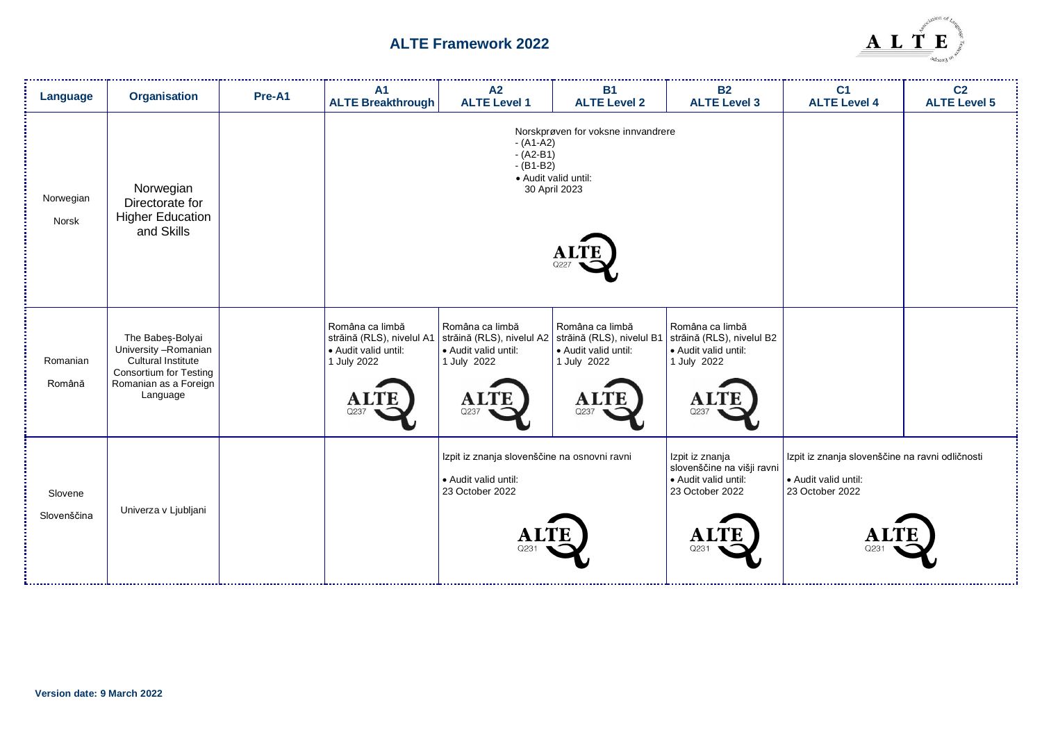# ALTE Framework 2022

| Language | Organisation | Pre-A1 | A1 ALTE Breakthrough | A2 ALTE Level 1 | B1 ALTE Level 2 | B2 ALTE Level 3 | C1 ALTE Level 4 | C2 ALTE Level 5 |
|---|---|---|---|---|---|---|---|---|
| Norwegian Norsk | Norwegian Directorate for Higher Education and Skills | | Norskprøven for voksne innvandrere - (A1-A2) - (A2-B1) - (B1-B2) • Audit valid until: 30 April 2023 Q227 | | | | | |
| Romanian Română | The Babeș-Bolyai University –Romanian Cultural Institute Consortium for Testing Romanian as a Foreign Language | | Româna ca limbă străină (RLS), nivelul A1 • Audit valid until: 1 July 2022 Q237 | Româna ca limbă străină (RLS), nivelul A2 • Audit valid until: 1 July 2022 Q237 | Româna ca limbă străină (RLS), nivelul B1 • Audit valid until: 1 July 2022 Q237 | Româna ca limbă străină (RLS), nivelul B2 • Audit valid until: 1 July 2022 Q237 | | |
| Slovene Slovenščina | Univerza v Ljubljani | | | Izpit iz znanja slovenščine na osnovni ravni • Audit valid until: 23 October 2022 Q231 | | Izpit iz znanja slovenščine na višji ravni • Audit valid until: 23 October 2022 Q231 | Izpit iz znanja slovenščine na ravni odličnosti • Audit valid until: 23 October 2022 Q231 | |

**Version date: 9 March 2022**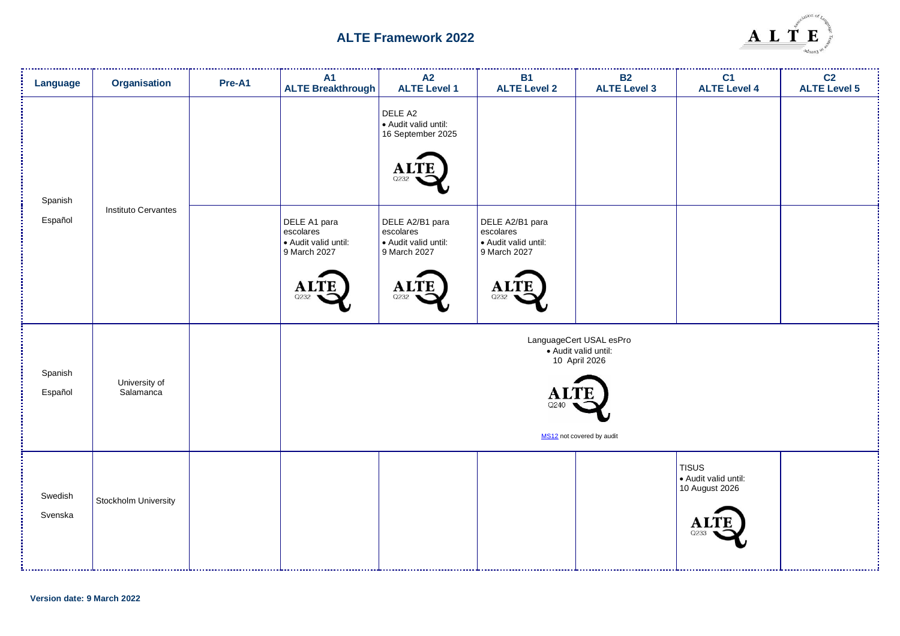# ALTE Framework 2022

| Language | Organisation | Pre-A1 | A1 ALTE Breakthrough | A2 ALTE Level 1 | B1 ALTE Level 2 | B2 ALTE Level 3 | C1 ALTE Level 4 | C2 ALTE Level 5 |
|---|---|---|---|---|---|---|---|---|
| Spanish Español | Instituto Cervantes | | | DELE A2 • Audit valid until: 16 September 2025 Q232 | | | | |
| | | | DELE A1 para escolares • Audit valid until: 9 March 2027 Q232 | DELE A2/B1 para escolares • Audit valid until: 9 March 2027 Q232 | DELE A2/B1 para escolares • Audit valid until: 9 March 2027 Q232 | | | |
| Spanish Español | University of Salamanca | | LanguageCert USAL esPro • Audit valid until: 10 April 2026 Q240 MS12 not covered by audit | | | | | |
| Swedish Svenska | Stockholm University | | | | | | TISUS • Audit valid until: 10 August 2026 Q233 | |

**Version date: 9 March 2022**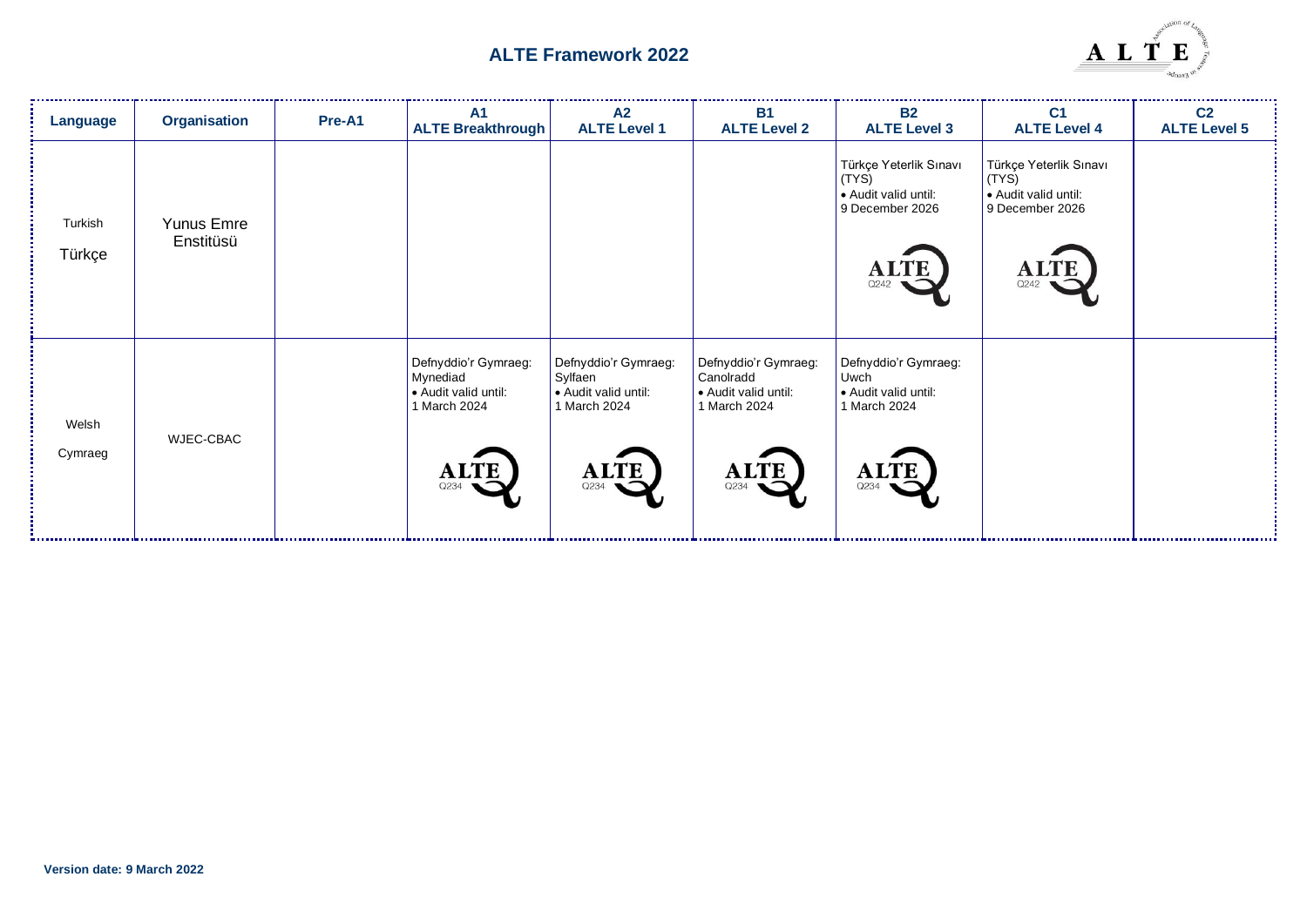## ALTE Framework 2022

| Language | Organisation | Pre-A1 | A1 ALTE Breakthrough | A2 ALTE Level 1 | B1 ALTE Level 2 | B2 ALTE Level 3 | C1 ALTE Level 4 | C2 ALTE Level 5 |
|---|---|---|---|---|---|---|---|---|
| Turkish Türkçe | Yunus Emre Enstitüsü | | | | | Türkçe Yeterlik Sınavı (TYS) • Audit valid until: 9 December 2026 ALTE Q242 | Türkçe Yeterlik Sınavı (TYS) • Audit valid until: 9 December 2026 ALTE Q242 | |
| Welsh Cymraeg | WJEC-CBAC | | Defnyddio'r Gymraeg: Mynediad • Audit valid until: 1 March 2024 ALTE Q234 | Defnyddio'r Gymraeg: Sylfaen • Audit valid until: 1 March 2024 ALTE Q234 | Defnyddio'r Gymraeg: Canolradd • Audit valid until: 1 March 2024 ALTE Q234 | Defnyddio'r Gymraeg: Uwch • Audit valid until: 1 March 2024 ALTE Q234 | | |

**Version date: 9 March 2022**